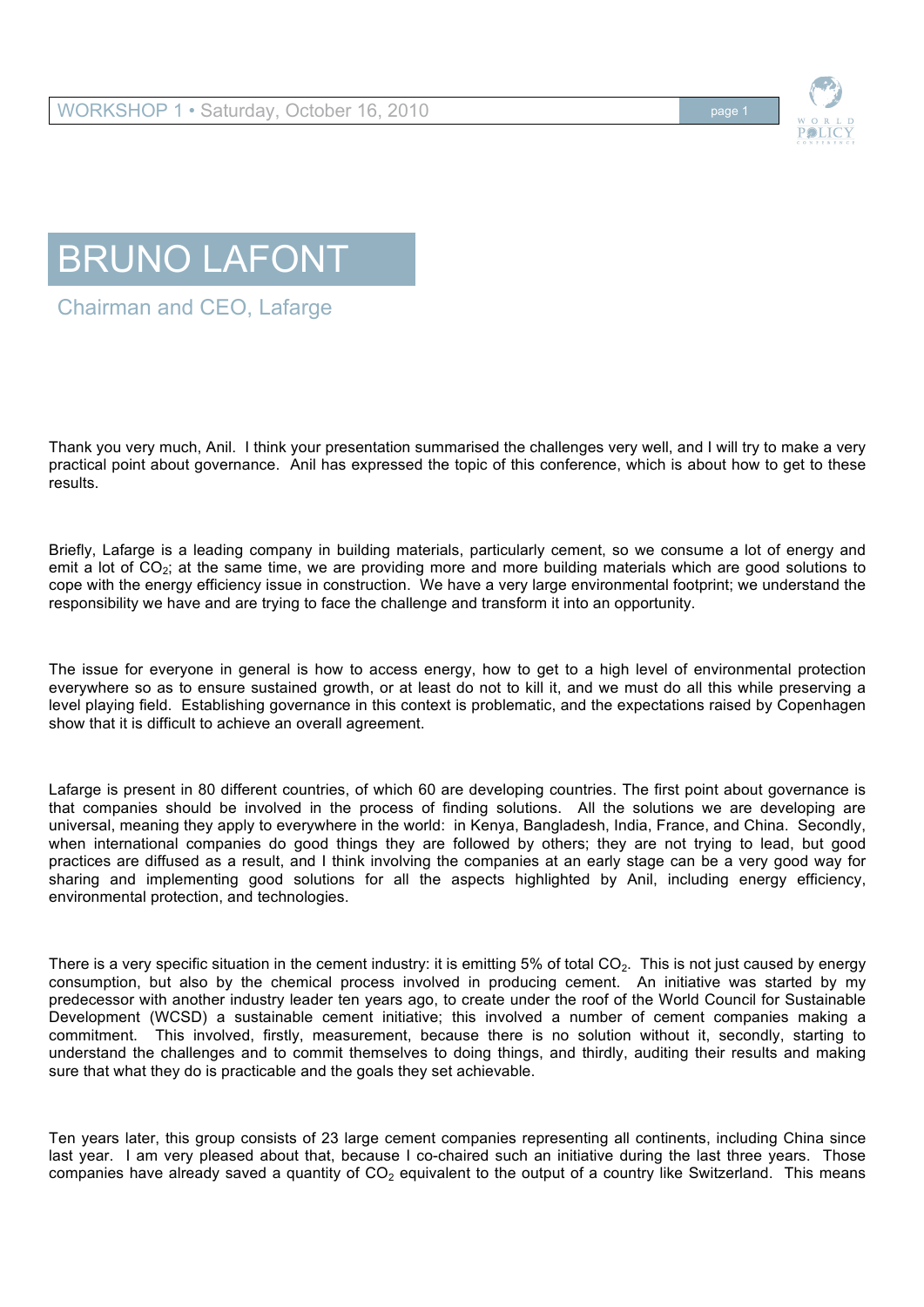# BRUNO LAFONT

Chairman and CEO, Lafarge

Thank you very much, Anil. I think your presentation summarised the challenges very well, and I will try to make a very practical point about governance. Anil has expressed the topic of this conference, which is about how to get to these results.

Briefly, Lafarge is a leading company in building materials, particularly cement, so we consume a lot of energy and emit a lot of $CO_2$; at the same time, we are providing more and more building materials which are good solutions to cope with the energy efficiency issue in construction. We have a very large environmental footprint; we understand the responsibility we have and are trying to face the challenge and transform it into an opportunity.

The issue for everyone in general is how to access energy, how to get to a high level of environmental protection everywhere so as to ensure sustained growth, or at least do not to kill it, and we must do all this while preserving a level playing field. Establishing governance in this context is problematic, and the expectations raised by Copenhagen show that it is difficult to achieve an overall agreement.

Lafarge is present in 80 different countries, of which 60 are developing countries. The first point about governance is that companies should be involved in the process of finding solutions. All the solutions we are developing are universal, meaning they apply to everywhere in the world: in Kenya, Bangladesh, India, France, and China. Secondly, when international companies do good things they are followed by others; they are not trying to lead, but good practices are diffused as a result, and I think involving the companies at an early stage can be a very good way for sharing and implementing good solutions for all the aspects highlighted by Anil, including energy efficiency, environmental protection, and technologies.

There is a very specific situation in the cement industry: it is emitting 5% of total $CO_2$. This is not just caused by energy consumption, but also by the chemical process involved in producing cement. An initiative was started by my predecessor with another industry leader ten years ago, to create under the roof of the World Council for Sustainable Development (WCSD) a sustainable cement initiative; this involved a number of cement companies making a commitment. This involved, firstly, measurement, because there is no solution without it, secondly, starting to understand the challenges and to commit themselves to doing things, and thirdly, auditing their results and making sure that what they do is practicable and the goals they set achievable.

Ten years later, this group consists of 23 large cement companies representing all continents, including China since last year. I am very pleased about that, because I co-chaired such an initiative during the last three years. Those companies have already saved a quantity of $CO_2$ equivalent to the output of a country like Switzerland. This means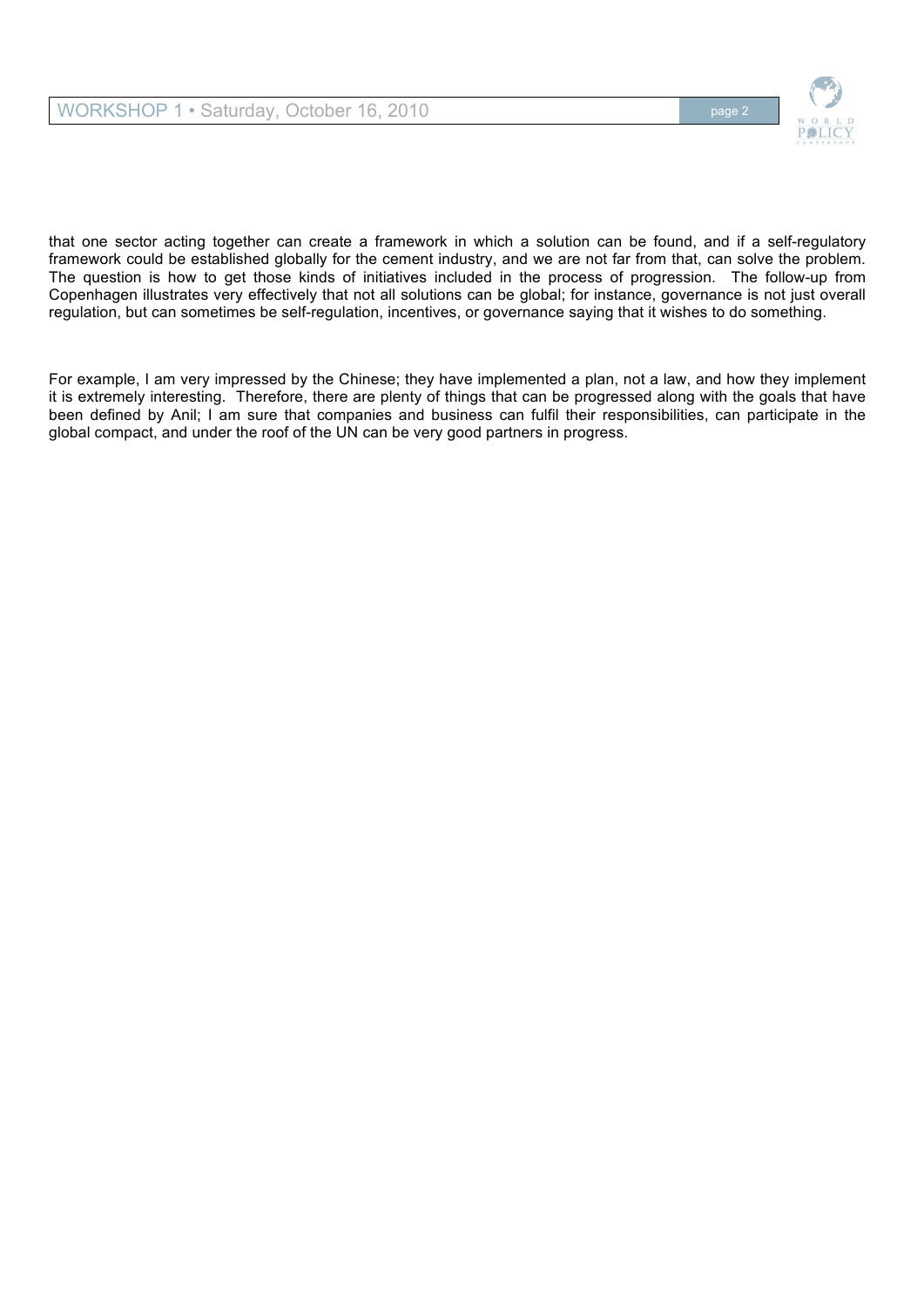that one sector acting together can create a framework in which a solution can be found, and if a self-regulatory framework could be established globally for the cement industry, and we are not far from that, can solve the problem. The question is how to get those kinds of initiatives included in the process of progression. The follow-up from Copenhagen illustrates very effectively that not all solutions can be global; for instance, governance is not just overall regulation, but can sometimes be self-regulation, incentives, or governance saying that it wishes to do something.

For example, I am very impressed by the Chinese; they have implemented a plan, not a law, and how they implement it is extremely interesting. Therefore, there are plenty of things that can be progressed along with the goals that have been defined by Anil; I am sure that companies and business can fulfil their responsibilities, can participate in the global compact, and under the roof of the UN can be very good partners in progress.